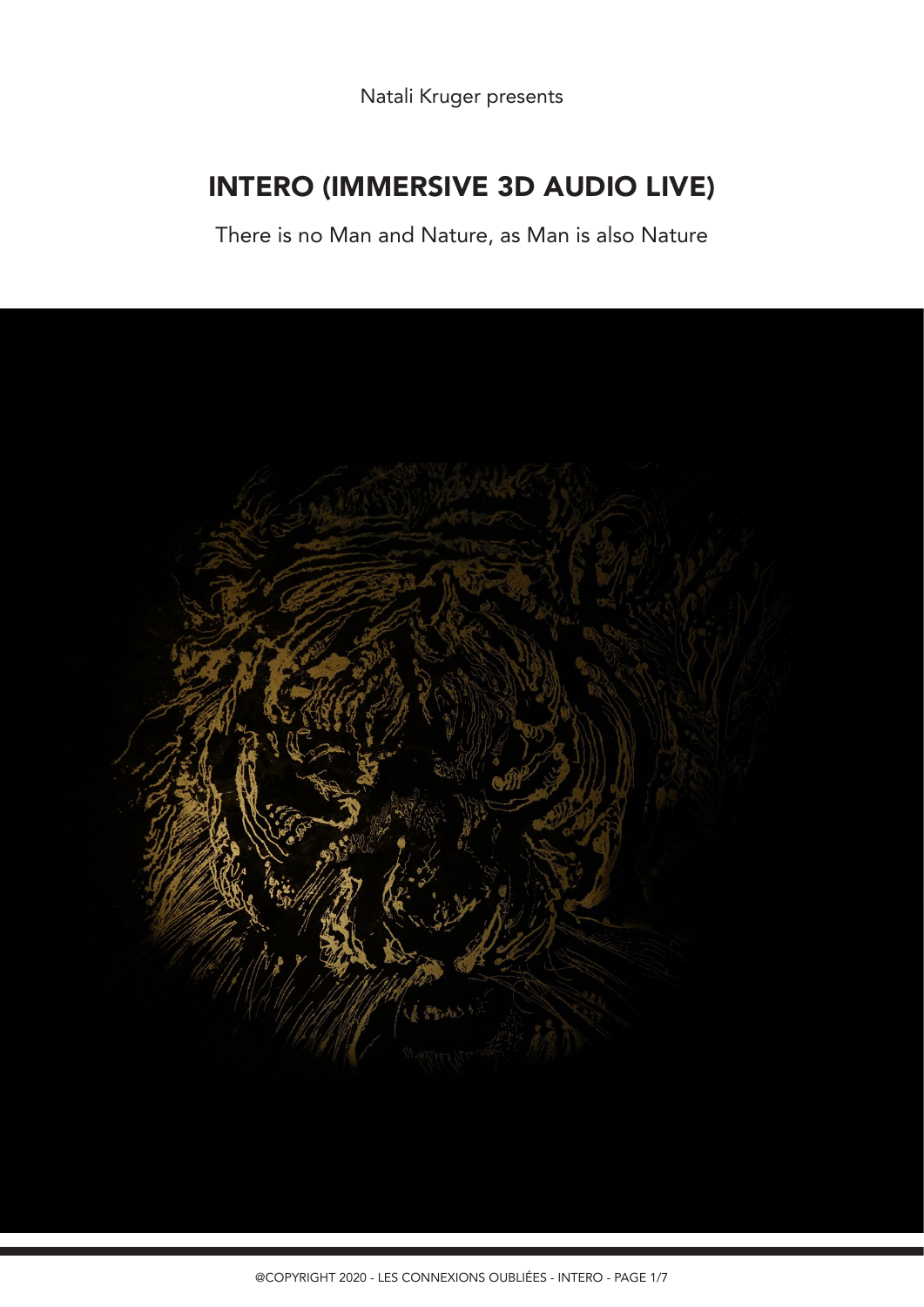Natali Kruger presents

# INTERO (IMMERSIVE 3D AUDIO LIVE)

There is no Man and Nature, as Man is also Nature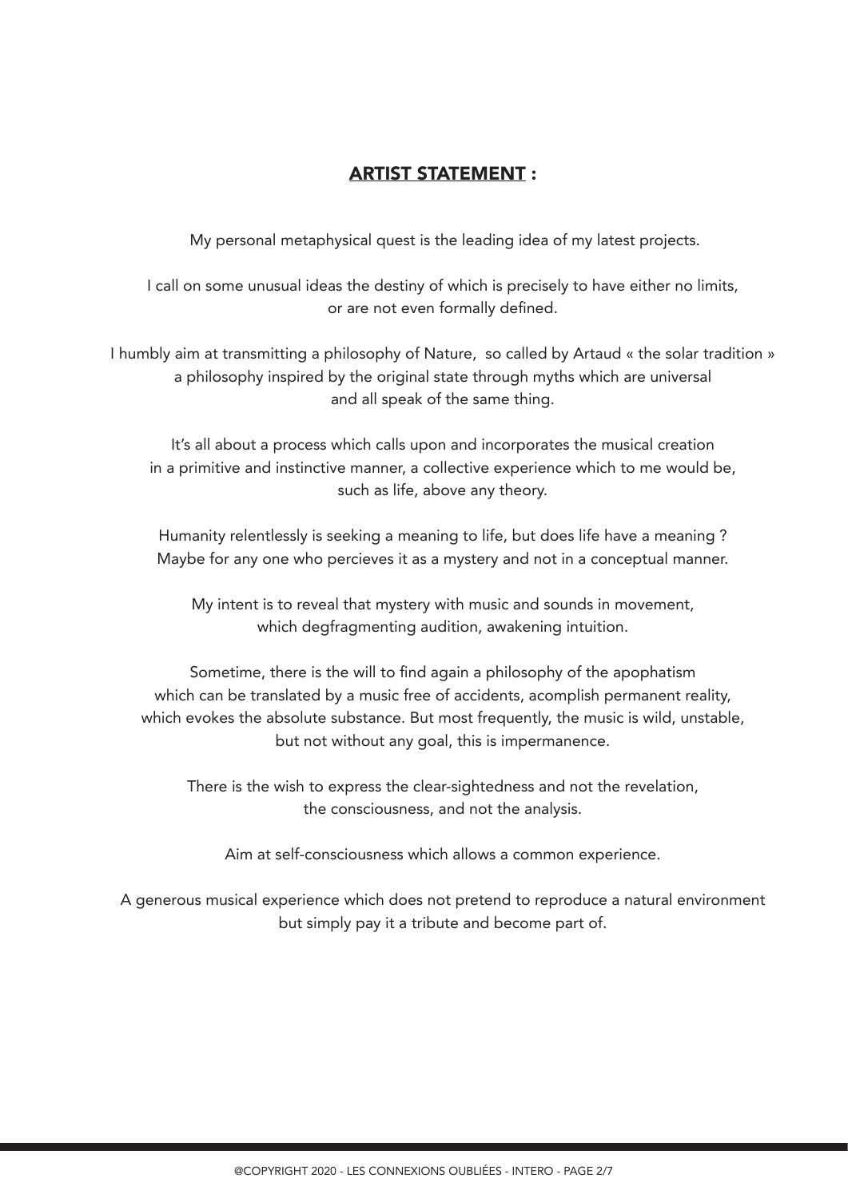## **ARTIST STATEMENT** :

My personal metaphysical quest is the leading idea of my latest projects.

I call on some unusual ideas the destiny of which is precisely to have either no limits, or are not even formally defined.

I humbly aim at transmitting a philosophy of Nature, so called by Artaud « the solar tradition » a philosophy inspired by the original state through myths which are universal and all speak of the same thing.

It's all about a process which calls upon and incorporates the musical creation in a primitive and instinctive manner, a collective experience which to me would be, such as life, above any theory.

Humanity relentlessly is seeking a meaning to life, but does life have a meaning ? Maybe for any one who percieves it as a mystery and not in a conceptual manner.

My intent is to reveal that mystery with music and sounds in movement, which degfragmenting audition, awakening intuition.

Sometime, there is the will to find again a philosophy of the apophatism which can be translated by a music free of accidents, acomplish permanent reality, which evokes the absolute substance. But most frequently, the music is wild, unstable, but not without any goal, this is impermanence.

There is the wish to express the clear-sightedness and not the revelation, the consciousness, and not the analysis.

Aim at self-consciousness which allows a common experience.

A generous musical experience which does not pretend to reproduce a natural environment but simply pay it a tribute and become part of.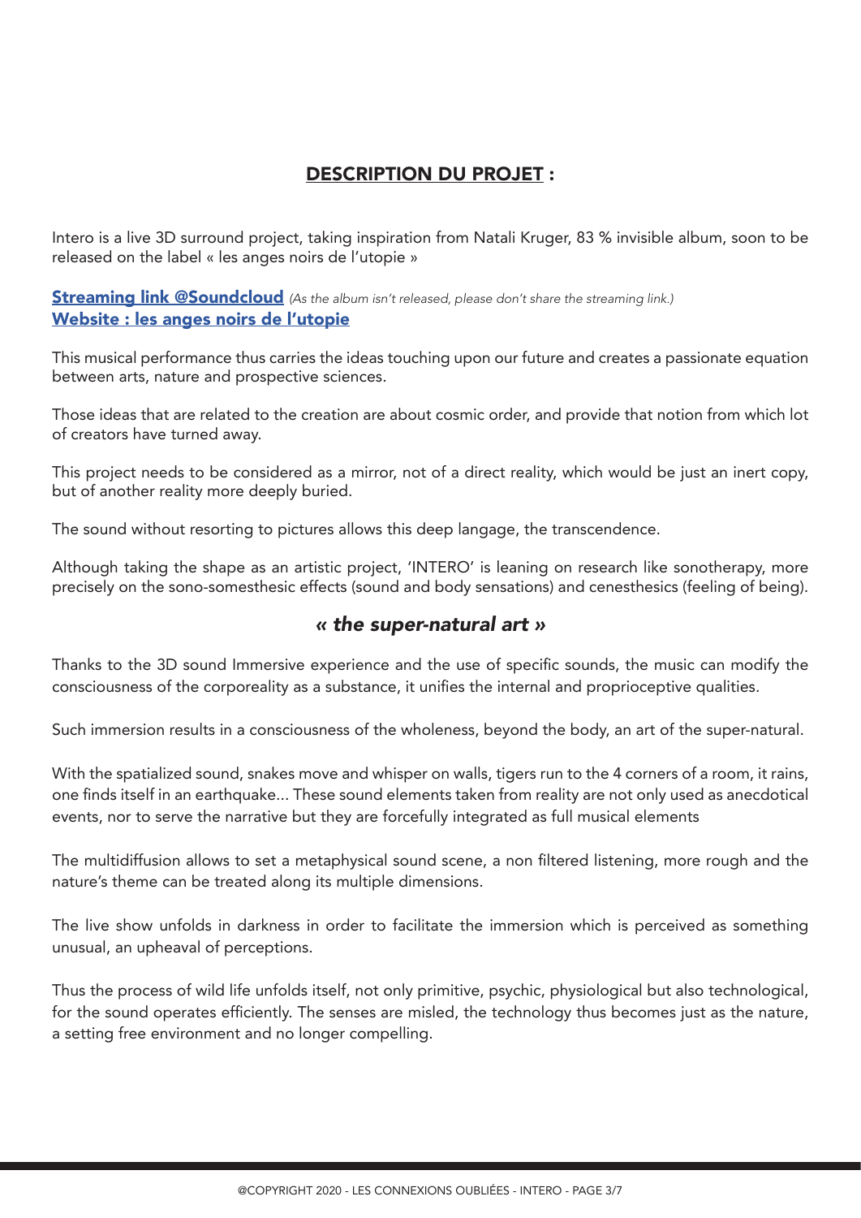## DESCRIPTION DU PROJET :

Intero is a live 3D surround project, taking inspiration from Natali Kruger, 83 % invisible album, soon to be released on the label « les anges noirs de l'utopie »

**Streaming link @Soundcloud** *(As the album isn't released, please don't share the streaming link.)*
**Website : les anges noirs de l'utopie**

This musical performance thus carries the ideas touching upon our future and creates a passionate equation between arts, nature and prospective sciences.

Those ideas that are related to the creation are about cosmic order, and provide that notion from which lot of creators have turned away.

This project needs to be considered as a mirror, not of a direct reality, which would be just an inert copy, but of another reality more deeply buried.

The sound without resorting to pictures allows this deep langage, the transcendence.

Although taking the shape as an artistic project, 'INTERO' is leaning on research like sonotherapy, more precisely on the sono-somesthesic effects (sound and body sensations) and cenesthesics (feeling of being).

### *« the super-natural art »*

Thanks to the 3D sound Immersive experience and the use of specific sounds, the music can modify the consciousness of the corporeality as a substance, it unifies the internal and proprioceptive qualities.

Such immersion results in a consciousness of the wholeness, beyond the body, an art of the super-natural.

With the spatialized sound, snakes move and whisper on walls, tigers run to the 4 corners of a room, it rains, one finds itself in an earthquake... These sound elements taken from reality are not only used as anecdotical events, nor to serve the narrative but they are forcefully integrated as full musical elements

The multidiffusion allows to set a metaphysical sound scene, a non filtered listening, more rough and the nature's theme can be treated along its multiple dimensions.

The live show unfolds in darkness in order to facilitate the immersion which is perceived as something unusual, an upheaval of perceptions.

Thus the process of wild life unfolds itself, not only primitive, psychic, physiological but also technological, for the sound operates efficiently. The senses are misled, the technology thus becomes just as the nature, a setting free environment and no longer compelling.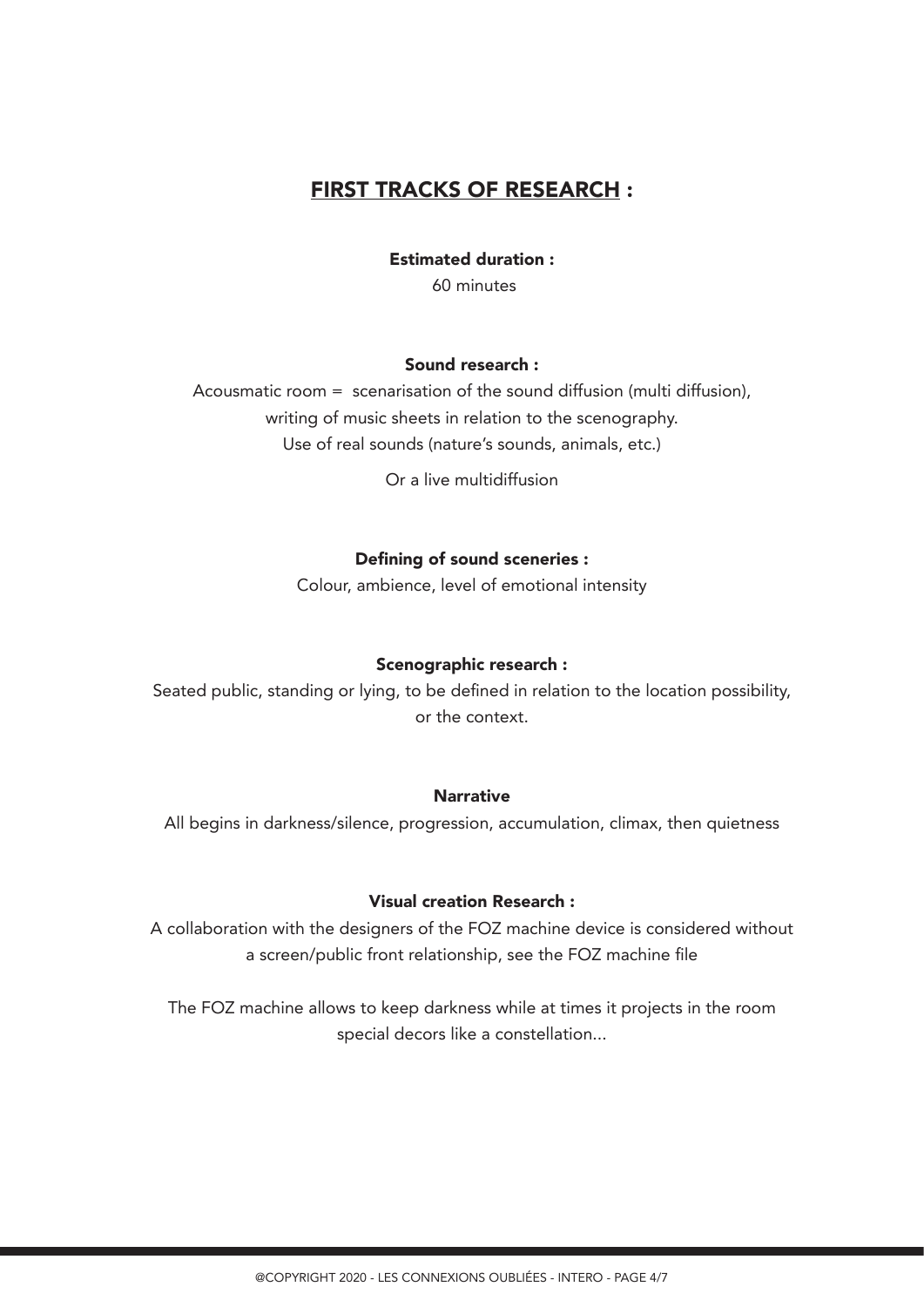## <u>FIRST TRACKS OF RESEARCH</u> :

**Estimated duration :**

60 minutes

**Sound research :**

Acousmatic room =  scenarisation of the sound diffusion (multi diffusion), writing of music sheets in relation to the scenography. Use of real sounds (nature's sounds, animals, etc.)

Or a live multidiffusion

**Defining of sound sceneries :**

Colour, ambience, level of emotional intensity

**Scenographic research :**

Seated public, standing or lying, to be defined in relation to the location possibility, or the context.

**Narrative**

All begins in darkness/silence, progression, accumulation, climax, then quietness

**Visual creation Research :**

A collaboration with the designers of the FOZ machine device is considered without a screen/public front relationship, see the FOZ machine file

The FOZ machine allows to keep darkness while at times it projects in the room special decors like a constellation...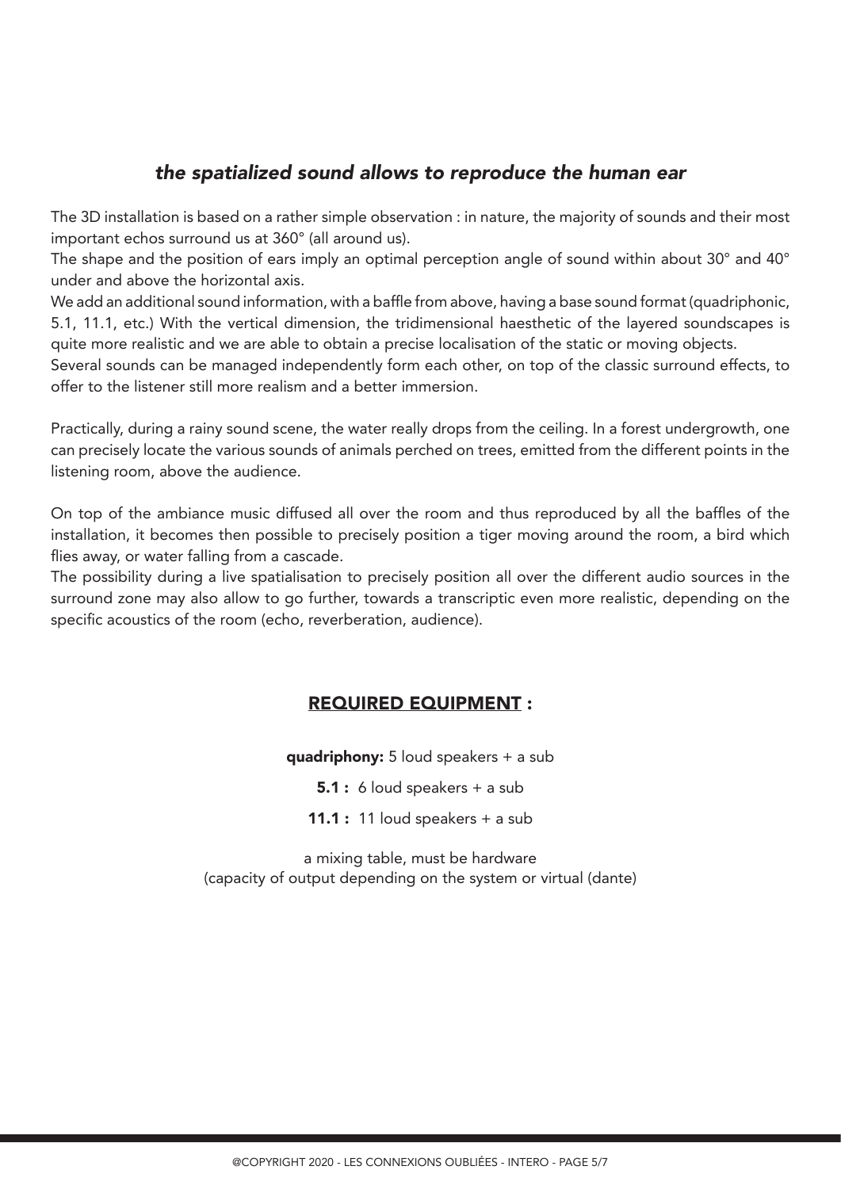## *the spatialized sound allows to reproduce the human ear*

The 3D installation is based on a rather simple observation : in nature, the majority of sounds and their most important echos surround us at 360° (all around us).
The shape and the position of ears imply an optimal perception angle of sound within about 30° and 40° under and above the horizontal axis.
We add an additional sound information, with a baffle from above, having a base sound format (quadriphonic, 5.1, 11.1, etc.) With the vertical dimension, the tridimensional haesthetic of the layered soundscapes is quite more realistic and we are able to obtain a precise localisation of the static or moving objects.
Several sounds can be managed independently form each other, on top of the classic surround effects, to offer to the listener still more realism and a better immersion.

Practically, during a rainy sound scene, the water really drops from the ceiling. In a forest undergrowth, one can precisely locate the various sounds of animals perched on trees, emitted from the different points in the listening room, above the audience.

On top of the ambiance music diffused all over the room and thus reproduced by all the baffles of the installation, it becomes then possible to precisely position a tiger moving around the room, a bird which flies away, or water falling from a cascade.
The possibility during a live spatialisation to precisely position all over the different audio sources in the surround zone may also allow to go further, towards a transcriptic even more realistic, depending on the specific acoustics of the room (echo, reverberation, audience).

## <u>REQUIRED EQUIPMENT</u> :

**quadriphony:** 5 loud speakers + a sub

**5.1 :** 6 loud speakers + a sub

**11.1 :** 11 loud speakers + a sub

a mixing table, must be hardware
(capacity of output depending on the system or virtual (dante)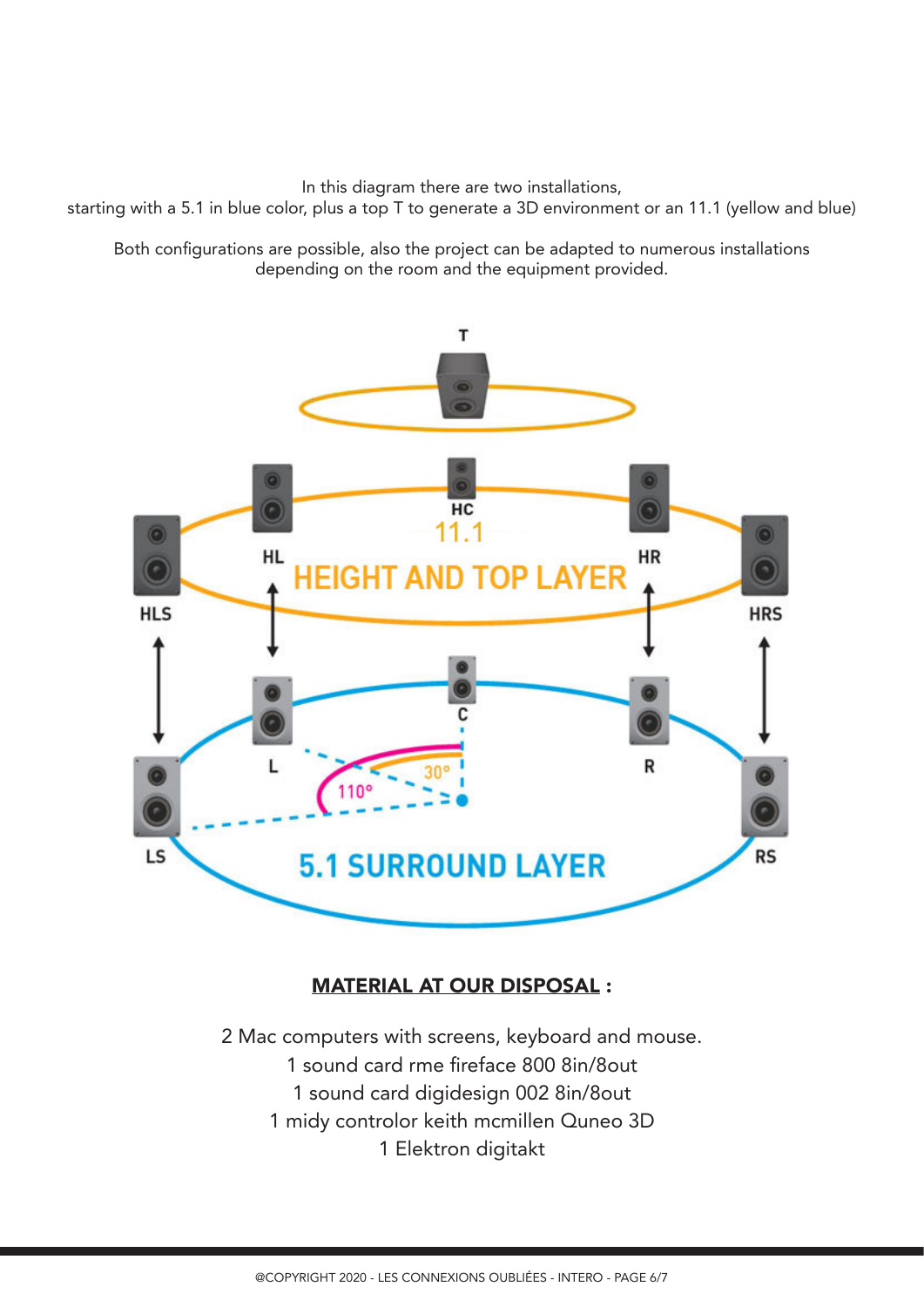In this diagram there are two installations,
starting with a 5.1 in blue color, plus a top T to generate a 3D environment or an 11.1 (yellow and blue)

Both configurations are possible, also the project can be adapted to numerous installations depending on the room and the equipment provided.

T

HC

11.1

HL HEIGHT AND TOP LAYER HR

HLS HRS

C

L 30° R

110°

LS RS

5.1 SURROUND LAYER

## MATERIAL AT OUR DISPOSAL :

2 Mac computers with screens, keyboard and mouse.
1 sound card rme fireface 800 8in/8out
1 sound card digidesign 002 8in/8out
1 midy controlor keith mcmillen Quneo 3D
1 Elektron digitakt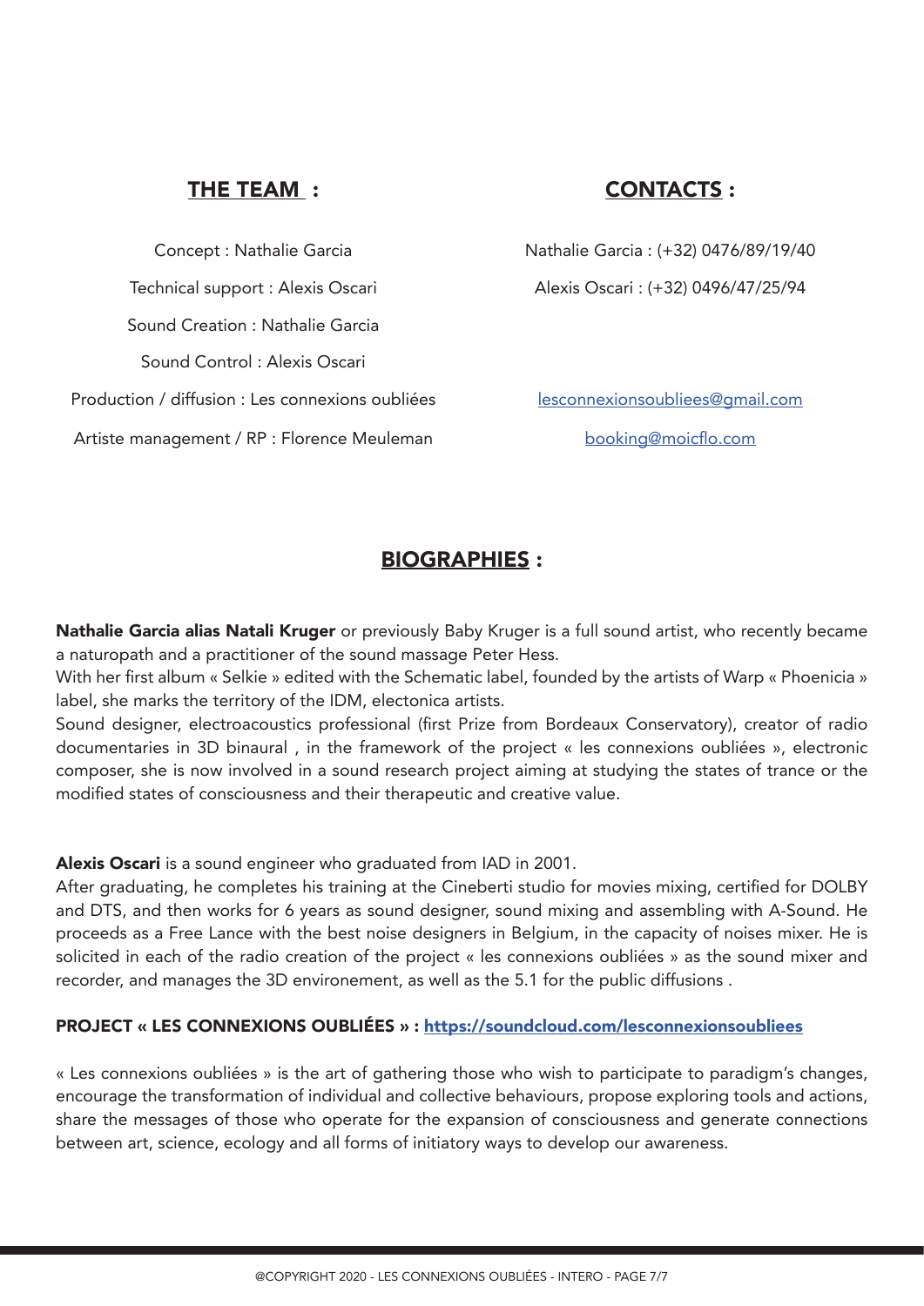## THE TEAM :

Concept : Nathalie Garcia

Technical support : Alexis Oscari

Sound Creation : Nathalie Garcia

Sound Control : Alexis Oscari

Production / diffusion : Les connexions oubliées

Artiste management / RP : Florence Meuleman

## CONTACTS :

Nathalie Garcia : (+32) 0476/89/19/40

Alexis Oscari : (+32) 0496/47/25/94

lesconnexionsoubliees@gmail.com

booking@moicflo.com

## BIOGRAPHIES :

**Nathalie Garcia alias Natali Kruger** or previously Baby Kruger is a full sound artist, who recently became a naturopath and a practitioner of the sound massage Peter Hess.
With her first album « Selkie » edited with the Schematic label, founded by the artists of Warp « Phoenicia » label, she marks the territory of the IDM, electonica artists.
Sound designer, electroacoustics professional (first Prize from Bordeaux Conservatory), creator of radio documentaries in 3D binaural , in the framework of the project « les connexions oubliées », electronic composer, she is now involved in a sound research project aiming at studying the states of trance or the modified states of consciousness and their therapeutic and creative value.

**Alexis Oscari** is a sound engineer who graduated from IAD in 2001.
After graduating, he completes his training at the Cineberti studio for movies mixing, certified for DOLBY and DTS, and then works for 6 years as sound designer, sound mixing and assembling with A-Sound. He proceeds as a Free Lance with the best noise designers in Belgium, in the capacity of noises mixer. He is solicited in each of the radio creation of the project « les connexions oubliées » as the sound mixer and recorder, and manages the 3D environement, as well as the 5.1 for the public diffusions .

**PROJECT « LES CONNEXIONS OUBLIÉES » : https://soundcloud.com/lesconnexionsoubliees**

« Les connexions oubliées » is the art of gathering those who wish to participate to paradigm's changes, encourage the transformation of individual and collective behaviours, propose exploring tools and actions, share the messages of those who operate for the expansion of consciousness and generate connections between art, science, ecology and all forms of initiatory ways to develop our awareness.